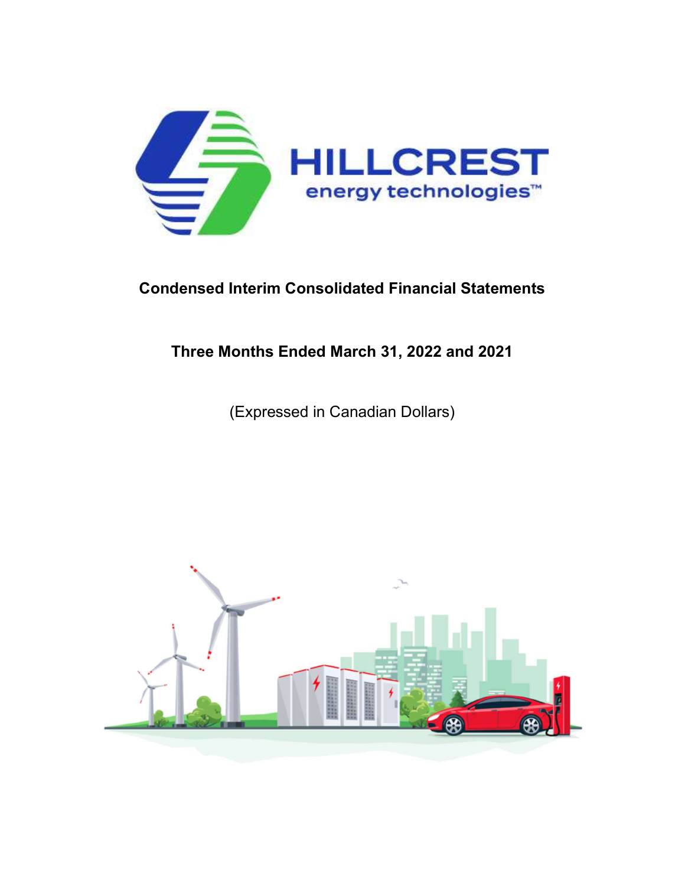HILLCREST energy technologies™

# Condensed Interim Consolidated Financial Statements

## Three Months Ended March 31, 2022 and 2021

(Expressed in Canadian Dollars)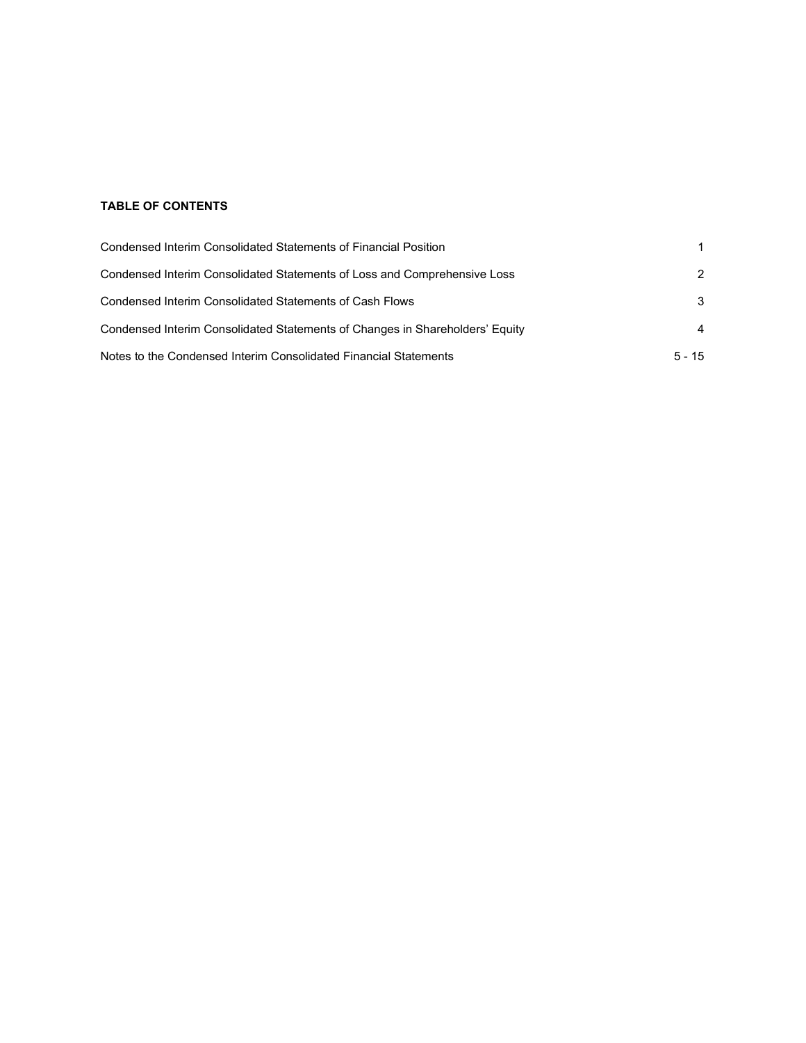**TABLE OF CONTENTS**

| | |
|---|---|
| Condensed Interim Consolidated Statements of Financial Position | 1 |
| Condensed Interim Consolidated Statements of Loss and Comprehensive Loss | 2 |
| Condensed Interim Consolidated Statements of Cash Flows | 3 |
| Condensed Interim Consolidated Statements of Changes in Shareholders’ Equity | 4 |
| Notes to the Condensed Interim Consolidated Financial Statements | 5 - 15 |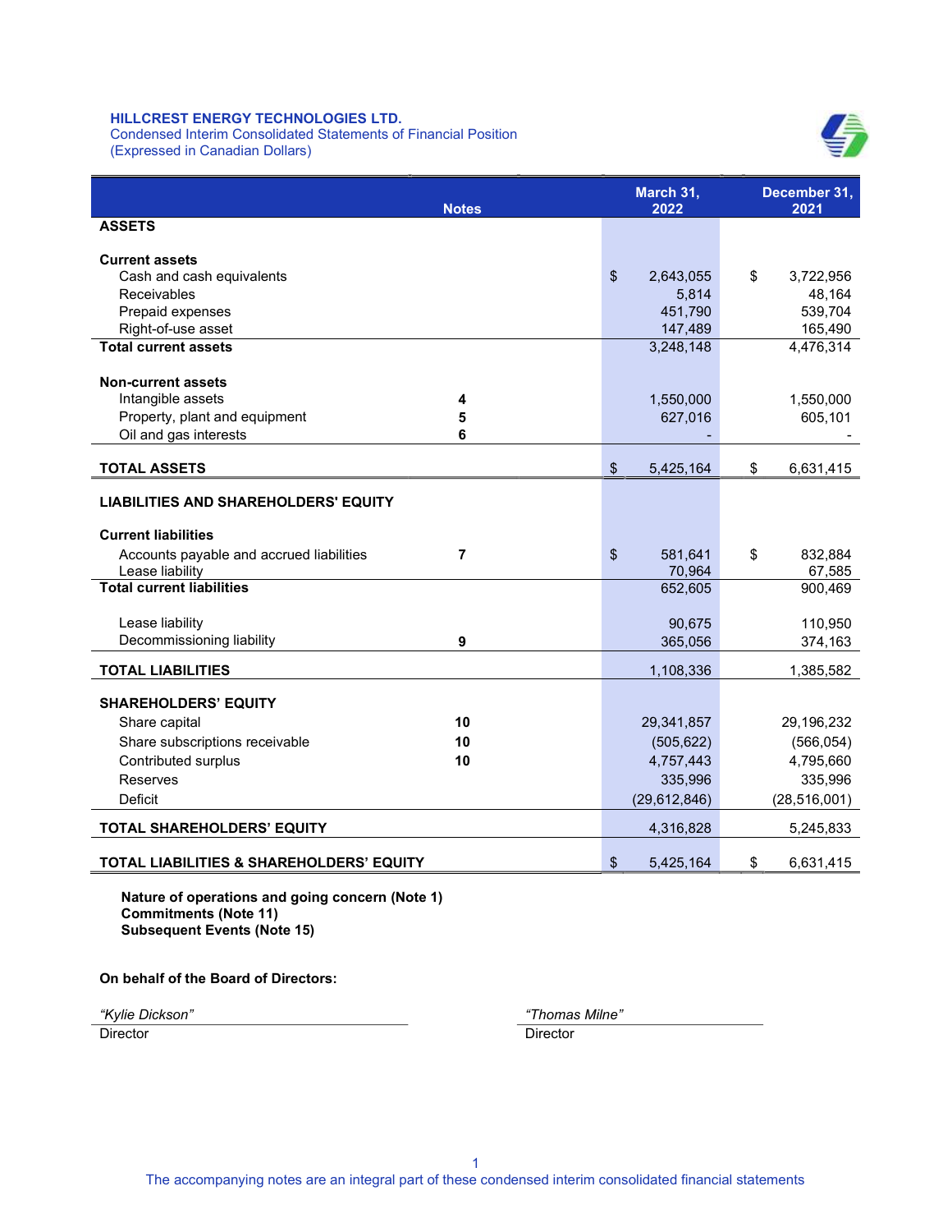**HILLCREST ENERGY TECHNOLOGIES LTD.**
Condensed Interim Consolidated Statements of Financial Position
(Expressed in Canadian Dollars)

| | Notes | March 31, 2022 | December 31, 2021 |
|---|---|---|---|
| **ASSETS** | | | |
| **Current assets** | | | |
| Cash and cash equivalents | | $ 2,643,055 | $ 3,722,956 |
| Receivables | | 5,814 | 48,164 |
| Prepaid expenses | | 451,790 | 539,704 |
| Right-of-use asset | | 147,489 | 165,490 |
| **Total current assets** | | 3,248,148 | 4,476,314 |
| **Non-current assets** | | | |
| Intangible assets | 4 | 1,550,000 | 1,550,000 |
| Property, plant and equipment | 5 | 627,016 | 605,101 |
| Oil and gas interests | 6 | - | - |
| **TOTAL ASSETS** | | $ 5,425,164 | $ 6,631,415 |
| **LIABILITIES AND SHAREHOLDERS' EQUITY** | | | |
| **Current liabilities** | | | |
| Accounts payable and accrued liabilities | 7 | $ 581,641 | $ 832,884 |
| Lease liability | | 70,964 | 67,585 |
| **Total current liabilities** | | 652,605 | 900,469 |
| Lease liability | | 90,675 | 110,950 |
| Decommissioning liability | 9 | 365,056 | 374,163 |
| **TOTAL LIABILITIES** | | 1,108,336 | 1,385,582 |
| **SHAREHOLDERS' EQUITY** | | | |
| Share capital | 10 | 29,341,857 | 29,196,232 |
| Share subscriptions receivable | 10 | (505,622) | (566,054) |
| Contributed surplus | 10 | 4,757,443 | 4,795,660 |
| Reserves | | 335,996 | 335,996 |
| Deficit | | (29,612,846) | (28,516,001) |
| **TOTAL SHAREHOLDERS' EQUITY** | | 4,316,828 | 5,245,833 |
| **TOTAL LIABILITIES & SHAREHOLDERS' EQUITY** | | $ 5,425,164 | $ 6,631,415 |

**Nature of operations and going concern (Note 1)**
**Commitments (Note 11)**
**Subsequent Events (Note 15)**

**On behalf of the Board of Directors:**

| *"Kylie Dickson"* | *"Thomas Milne"* |
|---|---|
| Director | Director |

The accompanying notes are an integral part of these condensed interim consolidated financial statements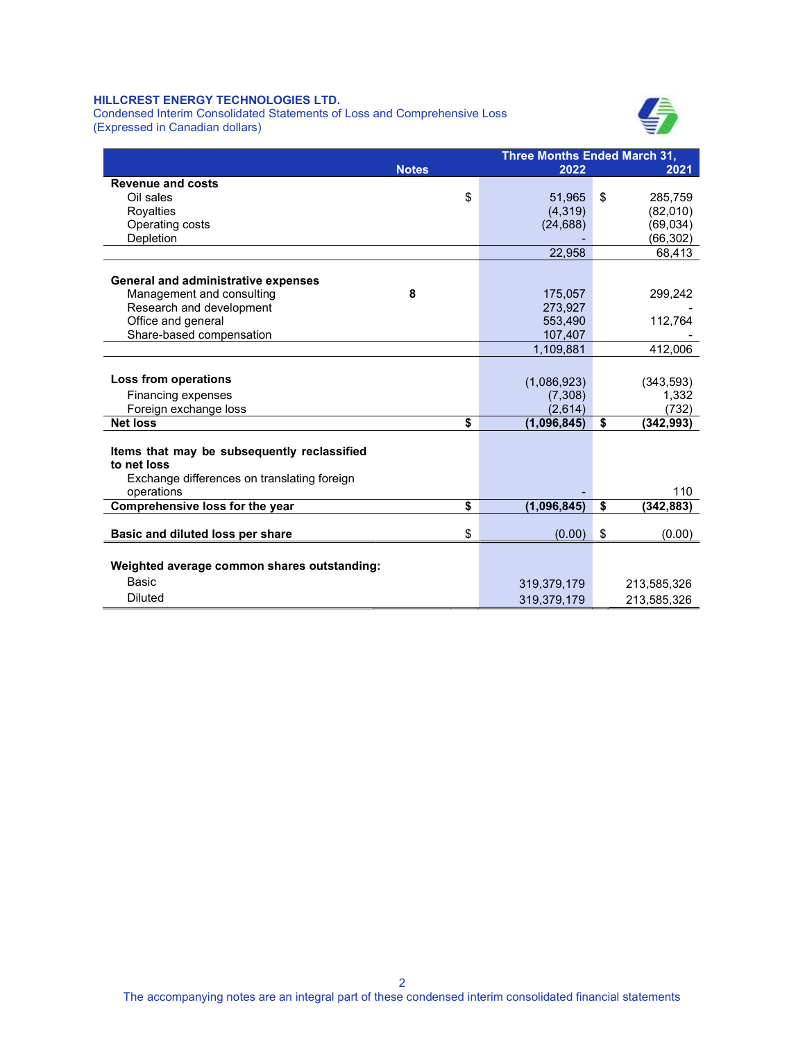**HILLCREST ENERGY TECHNOLOGIES LTD.**
Condensed Interim Consolidated Statements of Loss and Comprehensive Loss
(Expressed in Canadian dollars)

| | Notes | Three Months Ended March 31, 2022 | 2021 |
|---|---|---|---|
| **Revenue and costs** | | | |
| Oil sales | | $ 51,965 | $ 285,759 |
| Royalties | | (4,319) | (82,010) |
| Operating costs | | (24,688) | (69,034) |
| Depletion | | - | (66,302) |
| | | 22,958 | 68,413 |
| **General and administrative expenses** | | | |
| Management and consulting | 8 | 175,057 | 299,242 |
| Research and development | | 273,927 | - |
| Office and general | | 553,490 | 112,764 |
| Share-based compensation | | 107,407 | - |
| | | 1,109,881 | 412,006 |
| **Loss from operations** | | (1,086,923) | (343,593) |
| Financing expenses | | (7,308) | 1,332 |
| Foreign exchange loss | | (2,614) | (732) |
| **Net loss** | | **$ (1,096,845)** | **$ (342,993)** |
| **Items that may be subsequently reclassified to net loss** | | | |
| Exchange differences on translating foreign operations | | - | 110 |
| **Comprehensive loss for the year** | | **$ (1,096,845)** | **$ (342,883)** |
| **Basic and diluted loss per share** | | $ (0.00) | $ (0.00) |
| **Weighted average common shares outstanding:** | | | |
| Basic | | 319,379,179 | 213,585,326 |
| Diluted | | 319,379,179 | 213,585,326 |

The accompanying notes are an integral part of these condensed interim consolidated financial statements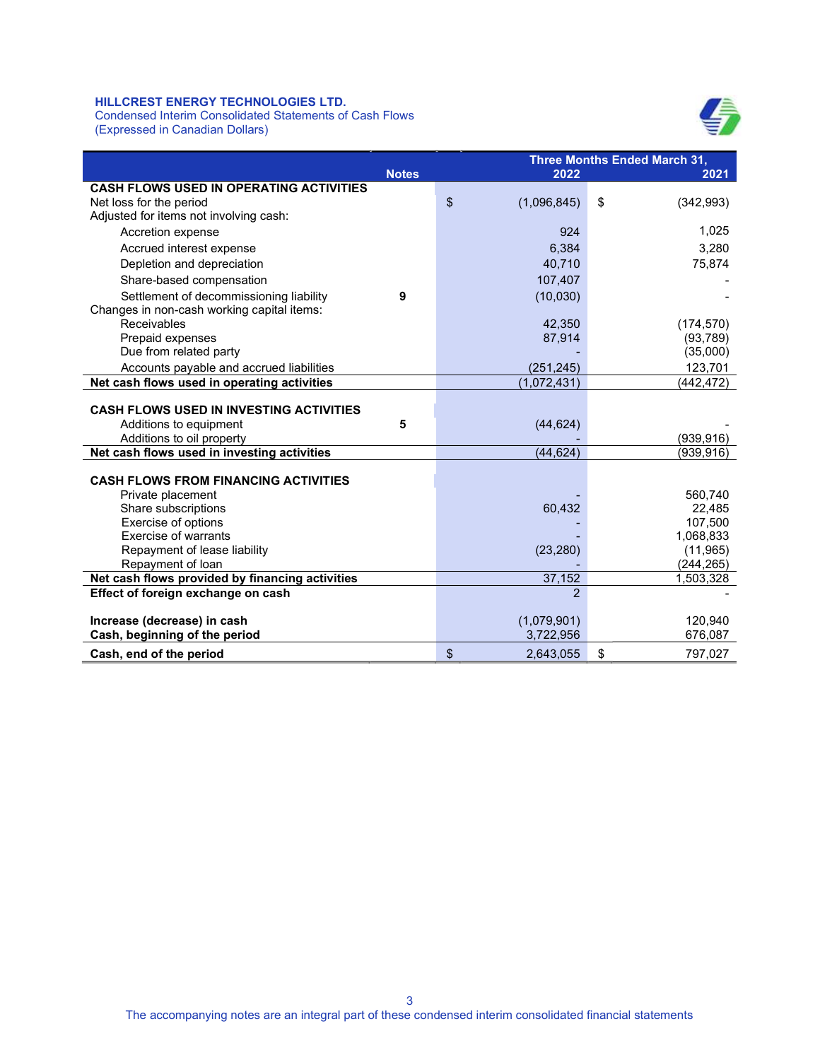**HILLCREST ENERGY TECHNOLOGIES LTD.**
Condensed Interim Consolidated Statements of Cash Flows
(Expressed in Canadian Dollars)

| | Notes | Three Months Ended March 31, 2022 | 2021 |
|---|---|---|---|
| **CASH FLOWS USED IN OPERATING ACTIVITIES** | | | |
| Net loss for the period | | $ (1,096,845) | $ (342,993) |
| Adjusted for items not involving cash: | | | |
| Accretion expense | | 924 | 1,025 |
| Accrued interest expense | | 6,384 | 3,280 |
| Depletion and depreciation | | 40,710 | 75,874 |
| Share-based compensation | | 107,407 | - |
| Settlement of decommissioning liability | 9 | (10,030) | - |
| Changes in non-cash working capital items: | | | |
| Receivables | | 42,350 | (174,570) |
| Prepaid expenses | | 87,914 | (93,789) |
| Due from related party | | - | (35,000) |
| Accounts payable and accrued liabilities | | (251,245) | 123,701 |
| **Net cash flows used in operating activities** | | (1,072,431) | (442,472) |
| | | | |
| **CASH FLOWS USED IN INVESTING ACTIVITIES** | | | |
| Additions to equipment | 5 | (44,624) | - |
| Additions to oil property | | - | (939,916) |
| **Net cash flows used in investing activities** | | (44,624) | (939,916) |
| | | | |
| **CASH FLOWS FROM FINANCING ACTIVITIES** | | | |
| Private placement | | - | 560,740 |
| Share subscriptions | | 60,432 | 22,485 |
| Exercise of options | | - | 107,500 |
| Exercise of warrants | | - | 1,068,833 |
| Repayment of lease liability | | (23,280) | (11,965) |
| Repayment of loan | | - | (244,265) |
| **Net cash flows provided by financing activities** | | 37,152 | 1,503,328 |
| **Effect of foreign exchange on cash** | | 2 | - |
| | | | |
| **Increase (decrease) in cash** | | (1,079,901) | 120,940 |
| **Cash, beginning of the period** | | 3,722,956 | 676,087 |
| **Cash, end of the period** | | $ 2,643,055 | $ 797,027 |

The accompanying notes are an integral part of these condensed interim consolidated financial statements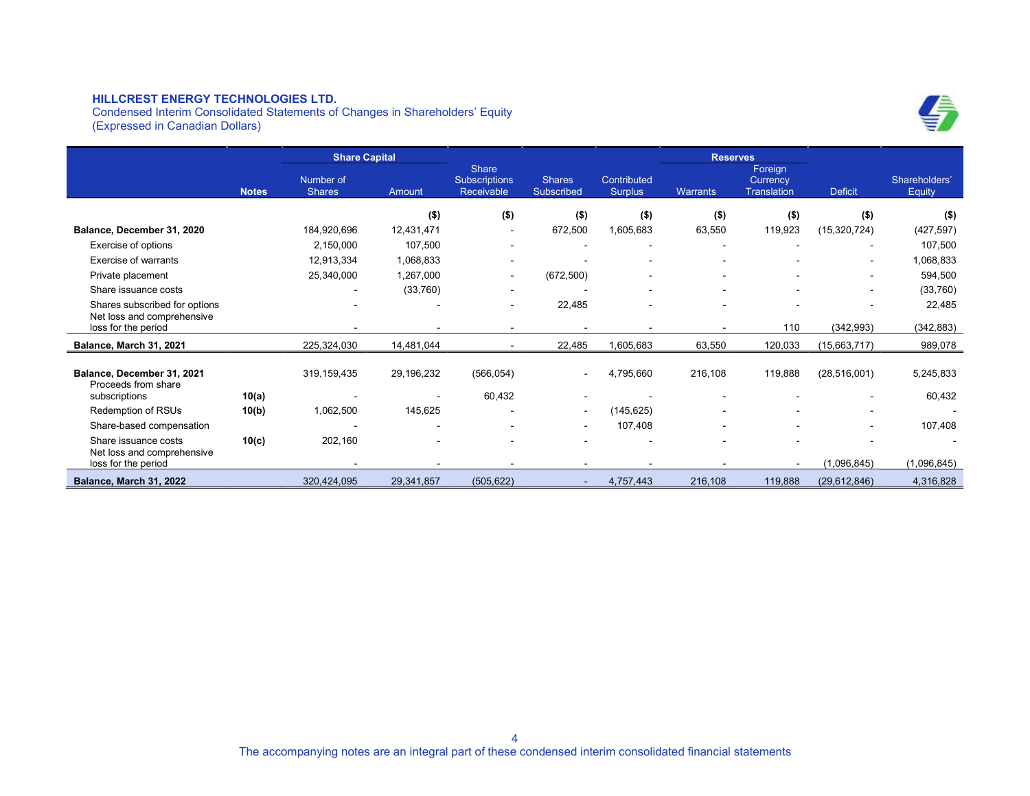**HILLCREST ENERGY TECHNOLOGIES LTD.**
Condensed Interim Consolidated Statements of Changes in Shareholders' Equity
(Expressed in Canadian Dollars)

| | Notes | Share Capital | | Share Subscriptions Receivable | Shares Subscribed | Contributed Surplus | Reserves | | Deficit | Shareholders' Equity |
|---|---|---|---|---|---|---|---|---|---|---|
| | | Number of Shares | Amount | | | | Warrants | Foreign Currency Translation | | |
| | | | ($) | ($) | ($) | ($) | ($) | ($) | ($) | ($) |
| **Balance, December 31, 2020** | | 184,920,696 | 12,431,471 | - | 672,500 | 1,605,683 | 63,550 | 119,923 | (15,320,724) | (427,597) |
| Exercise of options | | 2,150,000 | 107,500 | - | - | - | - | - | - | 107,500 |
| Exercise of warrants | | 12,913,334 | 1,068,833 | - | - | - | - | - | - | 1,068,833 |
| Private placement | | 25,340,000 | 1,267,000 | - | (672,500) | - | - | - | - | 594,500 |
| Share issuance costs | | - | (33,760) | - | - | - | - | - | - | (33,760) |
| Shares subscribed for options | | - | - | - | 22,485 | - | - | - | - | 22,485 |
| Net loss and comprehensive loss for the period | | - | - | - | - | - | - | 110 | (342,993) | (342,883) |
| **Balance, March 31, 2021** | | 225,324,030 | 14,481,044 | - | 22,485 | 1,605,683 | 63,550 | 120,033 | (15,663,717) | 989,078 |
| **Balance, December 31, 2021** | | 319,159,435 | 29,196,232 | (566,054) | - | 4,795,660 | 216,108 | 119,888 | (28,516,001) | 5,245,833 |
| Proceeds from share subscriptions | **10(a)** | - | - | 60,432 | - | - | - | - | - | 60,432 |
| Redemption of RSUs | **10(b)** | 1,062,500 | 145,625 | - | - | (145,625) | - | - | - | - |
| Share-based compensation | | - | - | - | - | 107,408 | - | - | - | 107,408 |
| Share issuance costs | **10(c)** | 202,160 | - | - | - | - | - | - | - | - |
| Net loss and comprehensive loss for the period | | - | - | - | - | - | - | - | (1,096,845) | (1,096,845) |
| **Balance, March 31, 2022** | | 320,424,095 | 29,341,857 | (505,622) | - | 4,757,443 | 216,108 | 119,888 | (29,612,846) | 4,316,828 |

The accompanying notes are an integral part of these condensed interim consolidated financial statements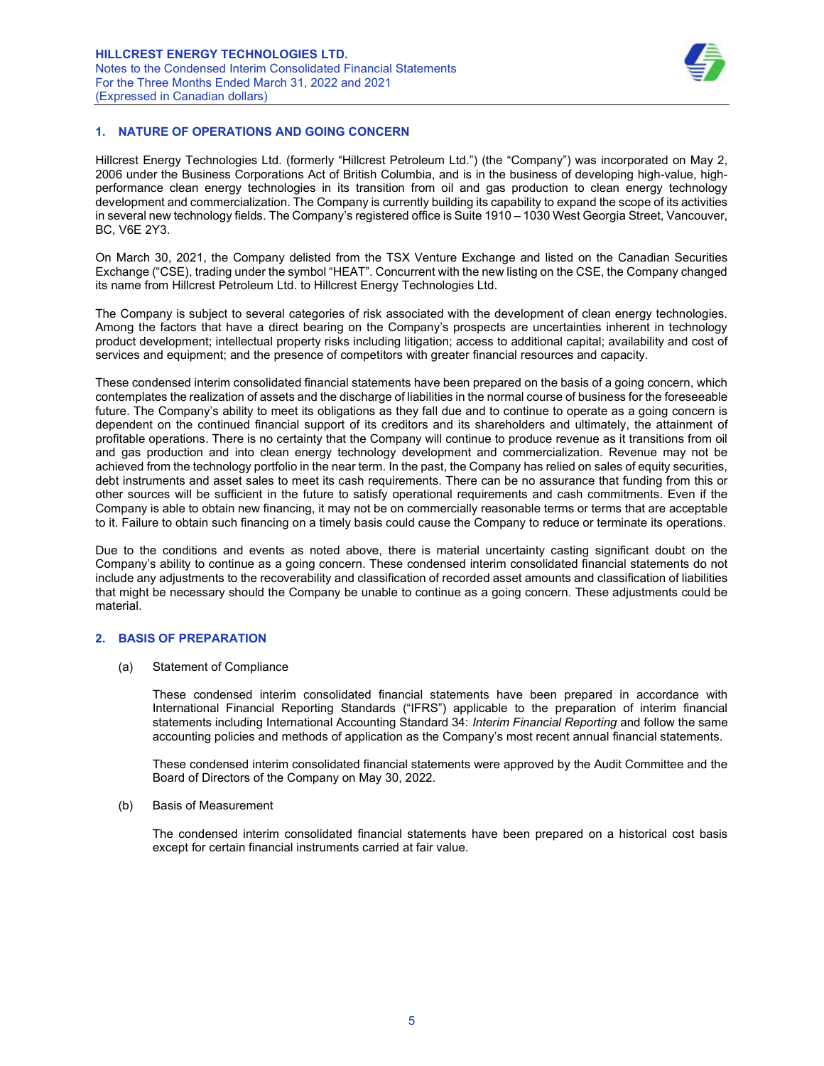## 1. NATURE OF OPERATIONS AND GOING CONCERN

Hillcrest Energy Technologies Ltd. (formerly "Hillcrest Petroleum Ltd.") (the "Company") was incorporated on May 2, 2006 under the Business Corporations Act of British Columbia, and is in the business of developing high-value, high-performance clean energy technologies in its transition from oil and gas production to clean energy technology development and commercialization. The Company is currently building its capability to expand the scope of its activities in several new technology fields. The Company's registered office is Suite 1910 – 1030 West Georgia Street, Vancouver, BC, V6E 2Y3.

On March 30, 2021, the Company delisted from the TSX Venture Exchange and listed on the Canadian Securities Exchange ("CSE), trading under the symbol "HEAT". Concurrent with the new listing on the CSE, the Company changed its name from Hillcrest Petroleum Ltd. to Hillcrest Energy Technologies Ltd.

The Company is subject to several categories of risk associated with the development of clean energy technologies. Among the factors that have a direct bearing on the Company's prospects are uncertainties inherent in technology product development; intellectual property risks including litigation; access to additional capital; availability and cost of services and equipment; and the presence of competitors with greater financial resources and capacity.

These condensed interim consolidated financial statements have been prepared on the basis of a going concern, which contemplates the realization of assets and the discharge of liabilities in the normal course of business for the foreseeable future. The Company's ability to meet its obligations as they fall due and to continue to operate as a going concern is dependent on the continued financial support of its creditors and its shareholders and ultimately, the attainment of profitable operations. There is no certainty that the Company will continue to produce revenue as it transitions from oil and gas production and into clean energy technology development and commercialization. Revenue may not be achieved from the technology portfolio in the near term. In the past, the Company has relied on sales of equity securities, debt instruments and asset sales to meet its cash requirements. There can be no assurance that funding from this or other sources will be sufficient in the future to satisfy operational requirements and cash commitments. Even if the Company is able to obtain new financing, it may not be on commercially reasonable terms or terms that are acceptable to it. Failure to obtain such financing on a timely basis could cause the Company to reduce or terminate its operations.

Due to the conditions and events as noted above, there is material uncertainty casting significant doubt on the Company's ability to continue as a going concern. These condensed interim consolidated financial statements do not include any adjustments to the recoverability and classification of recorded asset amounts and classification of liabilities that might be necessary should the Company be unable to continue as a going concern. These adjustments could be material.

## 2. BASIS OF PREPARATION

(a) Statement of Compliance

These condensed interim consolidated financial statements have been prepared in accordance with International Financial Reporting Standards ("IFRS") applicable to the preparation of interim financial statements including International Accounting Standard 34: *Interim Financial Reporting* and follow the same accounting policies and methods of application as the Company's most recent annual financial statements.

These condensed interim consolidated financial statements were approved by the Audit Committee and the Board of Directors of the Company on May 30, 2022.

(b) Basis of Measurement

The condensed interim consolidated financial statements have been prepared on a historical cost basis except for certain financial instruments carried at fair value.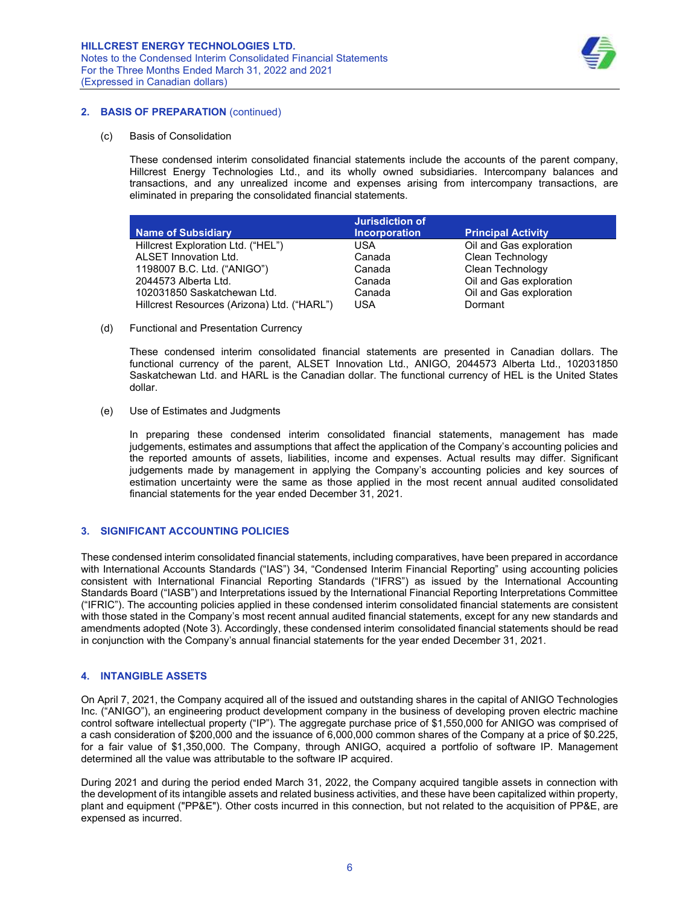## 2. BASIS OF PREPARATION (continued)

(c) Basis of Consolidation

These condensed interim consolidated financial statements include the accounts of the parent company, Hillcrest Energy Technologies Ltd., and its wholly owned subsidiaries. Intercompany balances and transactions, and any unrealized income and expenses arising from intercompany transactions, are eliminated in preparing the consolidated financial statements.

| Name of Subsidiary | Jurisdiction of Incorporation | Principal Activity |
|---|---|---|
| Hillcrest Exploration Ltd. ("HEL") | USA | Oil and Gas exploration |
| ALSET Innovation Ltd. | Canada | Clean Technology |
| 1198007 B.C. Ltd. ("ANIGO") | Canada | Clean Technology |
| 2044573 Alberta Ltd. | Canada | Oil and Gas exploration |
| 102031850 Saskatchewan Ltd. | Canada | Oil and Gas exploration |
| Hillcrest Resources (Arizona) Ltd. ("HARL") | USA | Dormant |

(d) Functional and Presentation Currency

These condensed interim consolidated financial statements are presented in Canadian dollars. The functional currency of the parent, ALSET Innovation Ltd., ANIGO, 2044573 Alberta Ltd., 102031850 Saskatchewan Ltd. and HARL is the Canadian dollar. The functional currency of HEL is the United States dollar.

(e) Use of Estimates and Judgments

In preparing these condensed interim consolidated financial statements, management has made judgements, estimates and assumptions that affect the application of the Company's accounting policies and the reported amounts of assets, liabilities, income and expenses. Actual results may differ. Significant judgements made by management in applying the Company's accounting policies and key sources of estimation uncertainty were the same as those applied in the most recent annual audited consolidated financial statements for the year ended December 31, 2021.

## 3. SIGNIFICANT ACCOUNTING POLICIES

These condensed interim consolidated financial statements, including comparatives, have been prepared in accordance with International Accounts Standards ("IAS") 34, "Condensed Interim Financial Reporting" using accounting policies consistent with International Financial Reporting Standards ("IFRS") as issued by the International Accounting Standards Board ("IASB") and Interpretations issued by the International Financial Reporting Interpretations Committee ("IFRIC"). The accounting policies applied in these condensed interim consolidated financial statements are consistent with those stated in the Company's most recent annual audited financial statements, except for any new standards and amendments adopted (Note 3). Accordingly, these condensed interim consolidated financial statements should be read in conjunction with the Company's annual financial statements for the year ended December 31, 2021.

## 4. INTANGIBLE ASSETS

On April 7, 2021, the Company acquired all of the issued and outstanding shares in the capital of ANIGO Technologies Inc. ("ANIGO"), an engineering product development company in the business of developing proven electric machine control software intellectual property ("IP"). The aggregate purchase price of $1,550,000 for ANIGO was comprised of a cash consideration of $200,000 and the issuance of 6,000,000 common shares of the Company at a price of $0.225, for a fair value of $1,350,000. The Company, through ANIGO, acquired a portfolio of software IP. Management determined all the value was attributable to the software IP acquired.

During 2021 and during the period ended March 31, 2022, the Company acquired tangible assets in connection with the development of its intangible assets and related business activities, and these have been capitalized within property, plant and equipment ("PP&E"). Other costs incurred in this connection, but not related to the acquisition of PP&E, are expensed as incurred.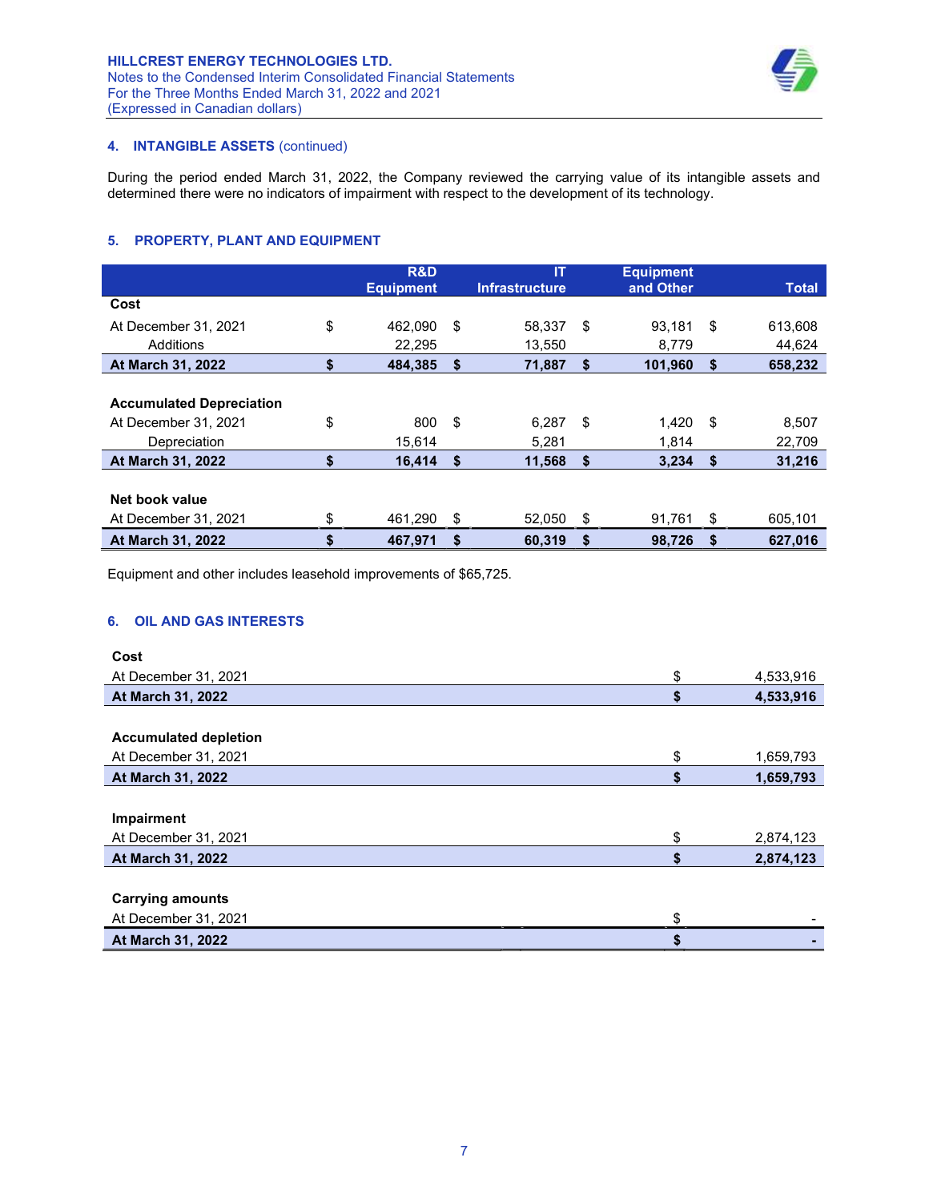### 4. INTANGIBLE ASSETS (continued)

During the period ended March 31, 2022, the Company reviewed the carrying value of its intangible assets and determined there were no indicators of impairment with respect to the development of its technology.

### 5. PROPERTY, PLANT AND EQUIPMENT

| | R&D Equipment | IT Infrastructure | Equipment and Other | Total |
|---|---|---|---|---|
| **Cost** | | | | |
| At December 31, 2021 | $ 462,090 | $ 58,337 | $ 93,181 | $ 613,608 |
| Additions | 22,295 | 13,550 | 8,779 | 44,624 |
| **At March 31, 2022** | **$ 484,385** | **$ 71,887** | **$ 101,960** | **$ 658,232** |
| | | | | |
| **Accumulated Depreciation** | | | | |
| At December 31, 2021 | $ 800 | $ 6,287 | $ 1,420 | $ 8,507 |
| Depreciation | 15,614 | 5,281 | 1,814 | 22,709 |
| **At March 31, 2022** | **$ 16,414** | **$ 11,568** | **$ 3,234** | **$ 31,216** |
| | | | | |
| **Net book value** | | | | |
| At December 31, 2021 | $ 461,290 | $ 52,050 | $ 91,761 | $ 605,101 |
| **At March 31, 2022** | **$ 467,971** | **$ 60,319** | **$ 98,726** | **$ 627,016** |

Equipment and other includes leasehold improvements of $65,725.

### 6. OIL AND GAS INTERESTS

| | |
|---|---|
| **Cost** | |
| At December 31, 2021 | $ 4,533,916 |
| **At March 31, 2022** | **$ 4,533,916** |
| | |
| **Accumulated depletion** | |
| At December 31, 2021 | $ 1,659,793 |
| **At March 31, 2022** | **$ 1,659,793** |
| | |
| **Impairment** | |
| At December 31, 2021 | $ 2,874,123 |
| **At March 31, 2022** | **$ 2,874,123** |
| | |
| **Carrying amounts** | |
| At December 31, 2021 | $ - |
| **At March 31, 2022** | **$ -** |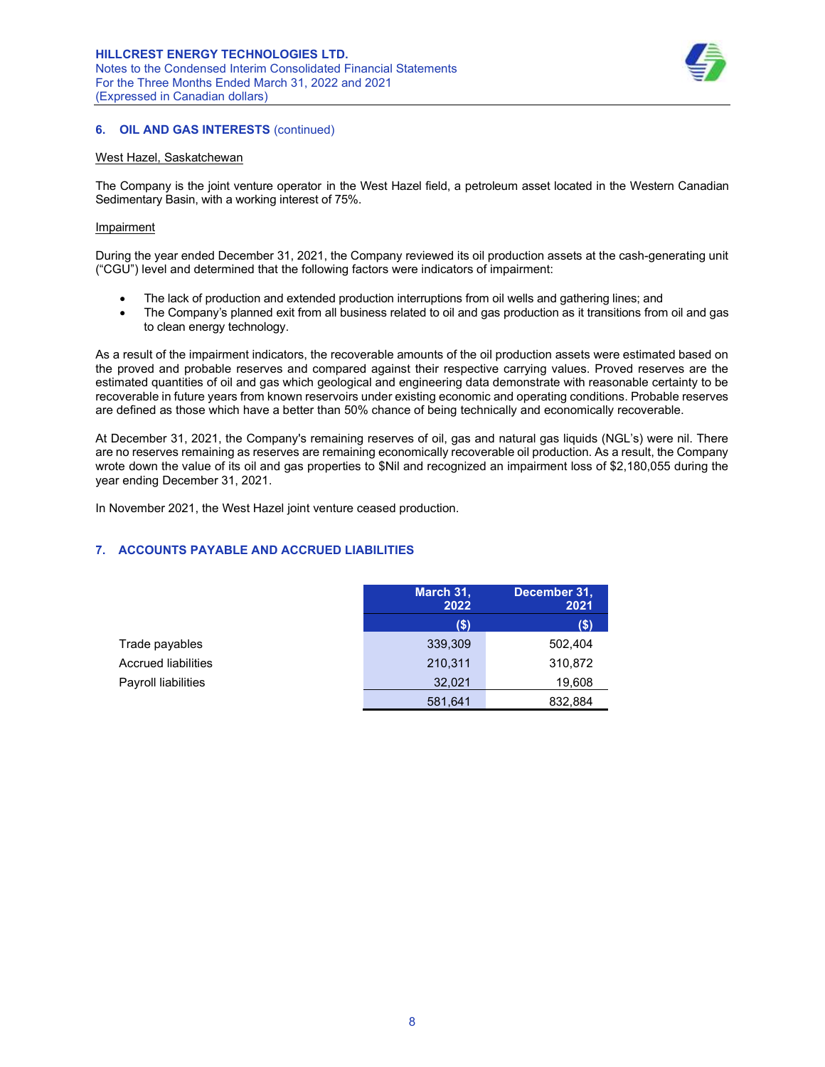## 6. OIL AND GAS INTERESTS (continued)

West Hazel, Saskatchewan

The Company is the joint venture operator in the West Hazel field, a petroleum asset located in the Western Canadian Sedimentary Basin, with a working interest of 75%.

Impairment

During the year ended December 31, 2021, the Company reviewed its oil production assets at the cash-generating unit ("CGU") level and determined that the following factors were indicators of impairment:

- The lack of production and extended production interruptions from oil wells and gathering lines; and
- The Company's planned exit from all business related to oil and gas production as it transitions from oil and gas to clean energy technology.

As a result of the impairment indicators, the recoverable amounts of the oil production assets were estimated based on the proved and probable reserves and compared against their respective carrying values. Proved reserves are the estimated quantities of oil and gas which geological and engineering data demonstrate with reasonable certainty to be recoverable in future years from known reservoirs under existing economic and operating conditions. Probable reserves are defined as those which have a better than 50% chance of being technically and economically recoverable.

At December 31, 2021, the Company's remaining reserves of oil, gas and natural gas liquids (NGL's) were nil. There are no reserves remaining as reserves are remaining economically recoverable oil production. As a result, the Company wrote down the value of its oil and gas properties to $Nil and recognized an impairment loss of $2,180,055 during the year ending December 31, 2021.

In November 2021, the West Hazel joint venture ceased production.

## 7. ACCOUNTS PAYABLE AND ACCRUED LIABILITIES

| | March 31, 2022 | December 31, 2021 |
|---|---|---|
| | ($) | ($) |
| Trade payables | 339,309 | 502,404 |
| Accrued liabilities | 210,311 | 310,872 |
| Payroll liabilities | 32,021 | 19,608 |
| | 581,641 | 832,884 |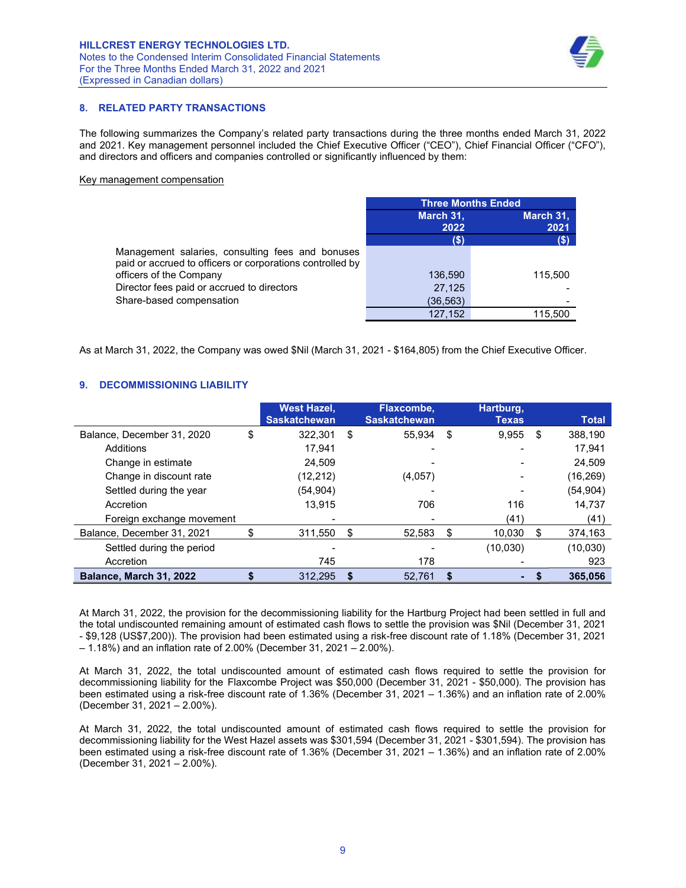## 8. RELATED PARTY TRANSACTIONS

The following summarizes the Company's related party transactions during the three months ended March 31, 2022 and 2021. Key management personnel included the Chief Executive Officer ("CEO"), Chief Financial Officer ("CFO"), and directors and officers and companies controlled or significantly influenced by them:

Key management compensation

| | Three Months Ended | |
|---|---|---|
| | March 31, 2022 | March 31, 2021 |
| | ($) | ($) |
| Management salaries, consulting fees and bonuses paid or accrued to officers or corporations controlled by officers of the Company | 136,590 | 115,500 |
| Director fees paid or accrued to directors | 27,125 | - |
| Share-based compensation | (36,563) | - |
| | 127,152 | 115,500 |

As at March 31, 2022, the Company was owed $Nil (March 31, 2021 - $164,805) from the Chief Executive Officer.

## 9. DECOMMISSIONING LIABILITY

| | West Hazel, Saskatchewan | Flaxcombe, Saskatchewan | Hartburg, Texas | Total |
|---|---|---|---|---|
| Balance, December 31, 2020 | $ 322,301 | $ 55,934 | $ 9,955 | $ 388,190 |
| Additions | 17,941 | - | - | 17,941 |
| Change in estimate | 24,509 | - | - | 24,509 |
| Change in discount rate | (12,212) | (4,057) | - | (16,269) |
| Settled during the year | (54,904) | - | - | (54,904) |
| Accretion | 13,915 | 706 | 116 | 14,737 |
| Foreign exchange movement | - | - | (41) | (41) |
| Balance, December 31, 2021 | $ 311,550 | $ 52,583 | $ 10,030 | $ 374,163 |
| Settled during the period | - | - | (10,030) | (10,030) |
| Accretion | 745 | 178 | - | 923 |
| **Balance, March 31, 2022** | **$ 312,295** | **$ 52,761** | **$ -** | **$ 365,056** |

At March 31, 2022, the provision for the decommissioning liability for the Hartburg Project had been settled in full and the total undiscounted remaining amount of estimated cash flows to settle the provision was $Nil (December 31, 2021 - $9,128 (US$7,200)). The provision had been estimated using a risk-free discount rate of 1.18% (December 31, 2021 – 1.18%) and an inflation rate of 2.00% (December 31, 2021 – 2.00%).

At March 31, 2022, the total undiscounted amount of estimated cash flows required to settle the provision for decommissioning liability for the Flaxcombe Project was $50,000 (December 31, 2021 - $50,000). The provision has been estimated using a risk-free discount rate of 1.36% (December 31, 2021 – 1.36%) and an inflation rate of 2.00% (December 31, 2021 – 2.00%).

At March 31, 2022, the total undiscounted amount of estimated cash flows required to settle the provision for decommissioning liability for the West Hazel assets was $301,594 (December 31, 2021 - $301,594). The provision has been estimated using a risk-free discount rate of 1.36% (December 31, 2021 – 1.36%) and an inflation rate of 2.00% (December 31, 2021 – 2.00%).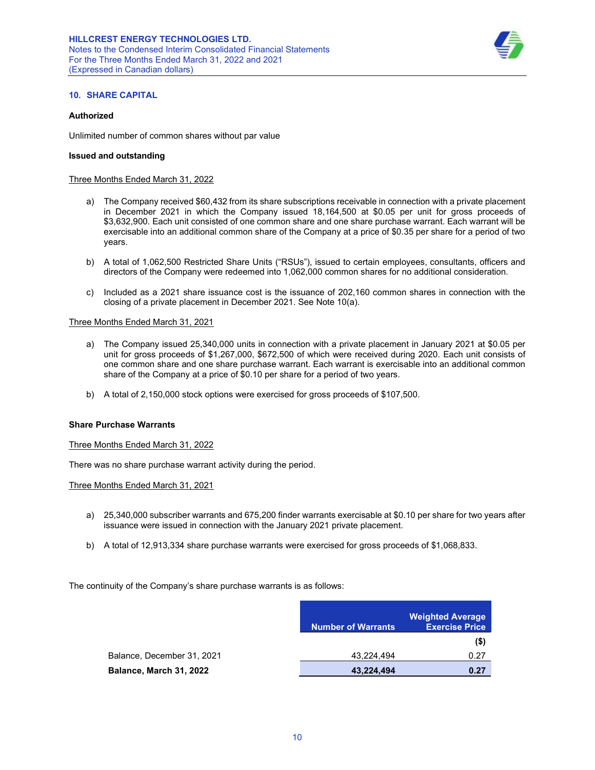## 10. SHARE CAPITAL

**Authorized**

Unlimited number of common shares without par value

**Issued and outstanding**

Three Months Ended March 31, 2022

a) The Company received $60,432 from its share subscriptions receivable in connection with a private placement in December 2021 in which the Company issued 18,164,500 at $0.05 per unit for gross proceeds of $3,632,900. Each unit consisted of one common share and one share purchase warrant. Each warrant will be exercisable into an additional common share of the Company at a price of $0.35 per share for a period of two years.

b) A total of 1,062,500 Restricted Share Units ("RSUs"), issued to certain employees, consultants, officers and directors of the Company were redeemed into 1,062,000 common shares for no additional consideration.

c) Included as a 2021 share issuance cost is the issuance of 202,160 common shares in connection with the closing of a private placement in December 2021. See Note 10(a).

Three Months Ended March 31, 2021

a) The Company issued 25,340,000 units in connection with a private placement in January 2021 at $0.05 per unit for gross proceeds of $1,267,000, $672,500 of which were received during 2020. Each unit consists of one common share and one share purchase warrant. Each warrant is exercisable into an additional common share of the Company at a price of $0.10 per share for a period of two years.

b) A total of 2,150,000 stock options were exercised for gross proceeds of $107,500.

**Share Purchase Warrants**

Three Months Ended March 31, 2022

There was no share purchase warrant activity during the period.

Three Months Ended March 31, 2021

a) 25,340,000 subscriber warrants and 675,200 finder warrants exercisable at $0.10 per share for two years after issuance were issued in connection with the January 2021 private placement.

b) A total of 12,913,334 share purchase warrants were exercised for gross proceeds of $1,068,833.

The continuity of the Company's share purchase warrants is as follows:

| | Number of Warrants | Weighted Average Exercise Price |
|---|---|---|
| | | ($) |
| Balance, December 31, 2021 | 43,224,494 | 0.27 |
| **Balance, March 31, 2022** | **43,224,494** | **0.27** |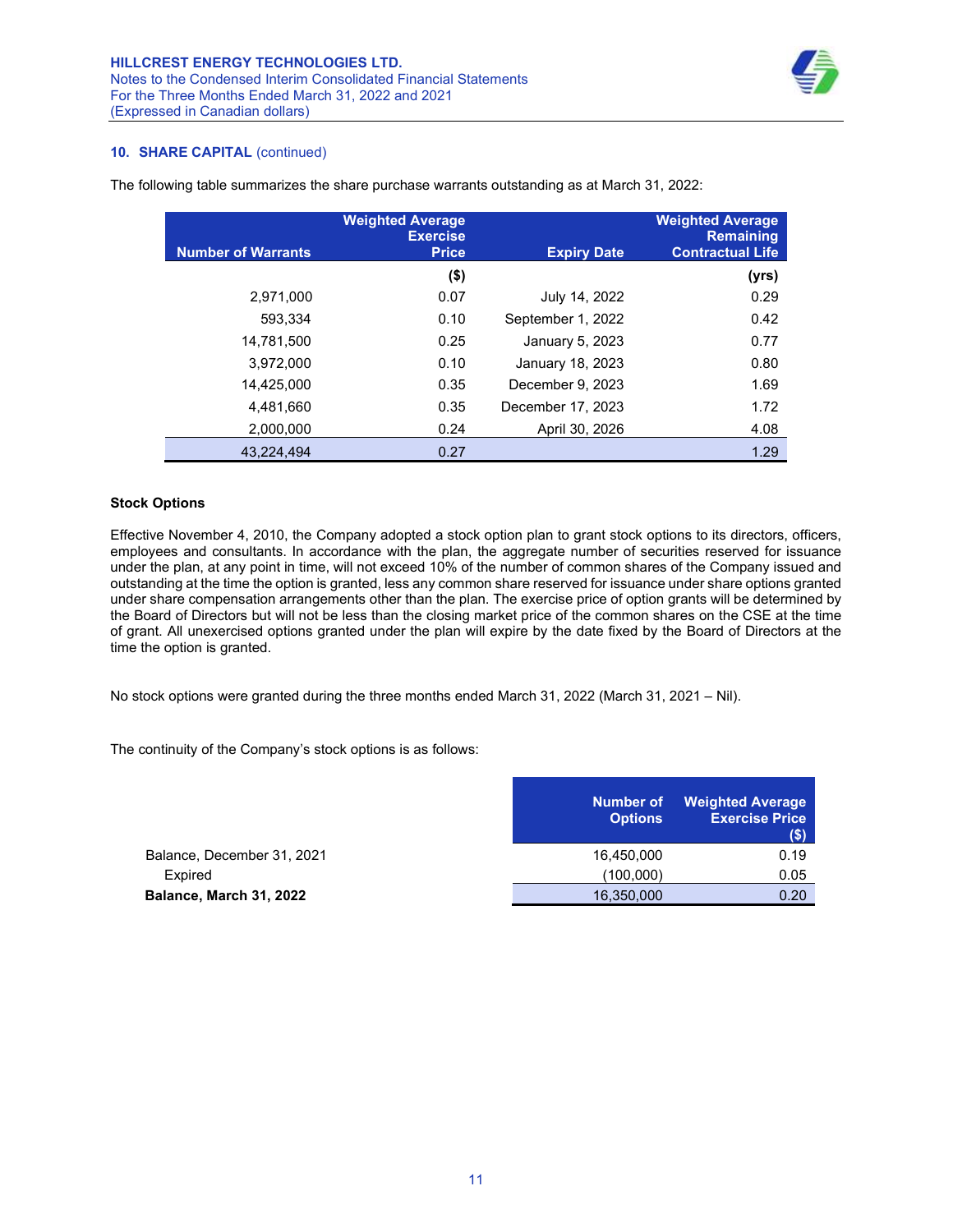## 10. SHARE CAPITAL (continued)

The following table summarizes the share purchase warrants outstanding as at March 31, 2022:

| Number of Warrants | Weighted Average Exercise Price | Expiry Date | Weighted Average Remaining Contractual Life |
|---|---|---|---|
| | ($) | | (yrs) |
| 2,971,000 | 0.07 | July 14, 2022 | 0.29 |
| 593,334 | 0.10 | September 1, 2022 | 0.42 |
| 14,781,500 | 0.25 | January 5, 2023 | 0.77 |
| 3,972,000 | 0.10 | January 18, 2023 | 0.80 |
| 14,425,000 | 0.35 | December 9, 2023 | 1.69 |
| 4,481,660 | 0.35 | December 17, 2023 | 1.72 |
| 2,000,000 | 0.24 | April 30, 2026 | 4.08 |
| 43,224,494 | 0.27 | | 1.29 |

### Stock Options

Effective November 4, 2010, the Company adopted a stock option plan to grant stock options to its directors, officers, employees and consultants. In accordance with the plan, the aggregate number of securities reserved for issuance under the plan, at any point in time, will not exceed 10% of the number of common shares of the Company issued and outstanding at the time the option is granted, less any common share reserved for issuance under share options granted under share compensation arrangements other than the plan. The exercise price of option grants will be determined by the Board of Directors but will not be less than the closing market price of the common shares on the CSE at the time of grant. All unexercised options granted under the plan will expire by the date fixed by the Board of Directors at the time the option is granted.

No stock options were granted during the three months ended March 31, 2022 (March 31, 2021 – Nil).

The continuity of the Company's stock options is as follows:

| | Number of Options | Weighted Average Exercise Price ($) |
|---|---|---|
| Balance, December 31, 2021 | 16,450,000 | 0.19 |
| Expired | (100,000) | 0.05 |
| **Balance, March 31, 2022** | 16,350,000 | 0.20 |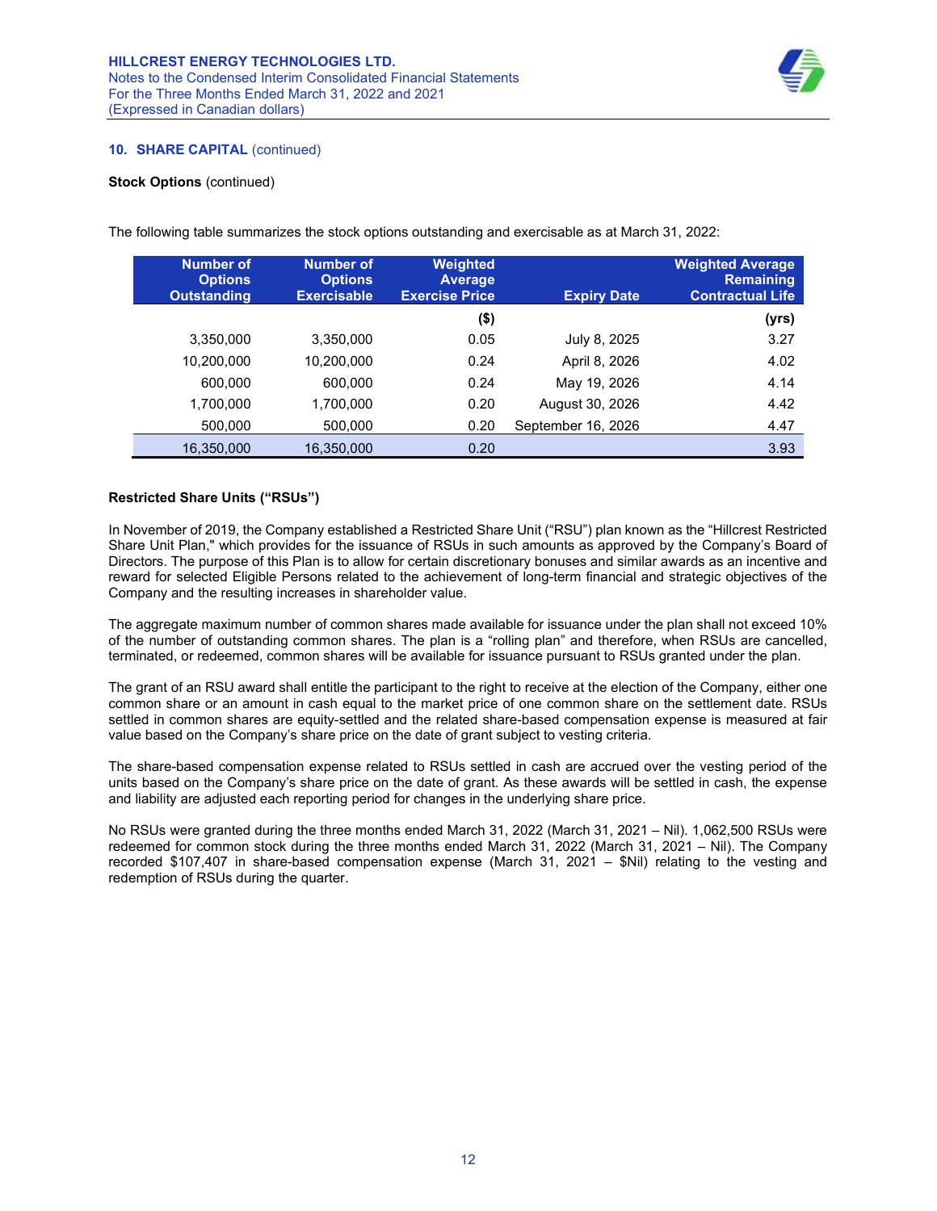**10. SHARE CAPITAL** (continued)

**Stock Options** (continued)

The following table summarizes the stock options outstanding and exercisable as at March 31, 2022:

| Number of Options Outstanding | Number of Options Exercisable | Weighted Average Exercise Price | Expiry Date | Weighted Average Remaining Contractual Life |
|---:|---:|---:|---:|---:|
| | | ($) | | (yrs) |
| 3,350,000 | 3,350,000 | 0.05 | July 8, 2025 | 3.27 |
| 10,200,000 | 10,200,000 | 0.24 | April 8, 2026 | 4.02 |
| 600,000 | 600,000 | 0.24 | May 19, 2026 | 4.14 |
| 1,700,000 | 1,700,000 | 0.20 | August 30, 2026 | 4.42 |
| 500,000 | 500,000 | 0.20 | September 16, 2026 | 4.47 |
| 16,350,000 | 16,350,000 | 0.20 | | 3.93 |

**Restricted Share Units ("RSUs")**

In November of 2019, the Company established a Restricted Share Unit ("RSU") plan known as the "Hillcrest Restricted Share Unit Plan," which provides for the issuance of RSUs in such amounts as approved by the Company's Board of Directors. The purpose of this Plan is to allow for certain discretionary bonuses and similar awards as an incentive and reward for selected Eligible Persons related to the achievement of long-term financial and strategic objectives of the Company and the resulting increases in shareholder value.

The aggregate maximum number of common shares made available for issuance under the plan shall not exceed 10% of the number of outstanding common shares. The plan is a "rolling plan" and therefore, when RSUs are cancelled, terminated, or redeemed, common shares will be available for issuance pursuant to RSUs granted under the plan.

The grant of an RSU award shall entitle the participant to the right to receive at the election of the Company, either one common share or an amount in cash equal to the market price of one common share on the settlement date. RSUs settled in common shares are equity-settled and the related share-based compensation expense is measured at fair value based on the Company's share price on the date of grant subject to vesting criteria.

The share-based compensation expense related to RSUs settled in cash are accrued over the vesting period of the units based on the Company's share price on the date of grant. As these awards will be settled in cash, the expense and liability are adjusted each reporting period for changes in the underlying share price.

No RSUs were granted during the three months ended March 31, 2022 (March 31, 2021 – Nil). 1,062,500 RSUs were redeemed for common stock during the three months ended March 31, 2022 (March 31, 2021 – Nil). The Company recorded $107,407 in share-based compensation expense (March 31, 2021 – $Nil) relating to the vesting and redemption of RSUs during the quarter.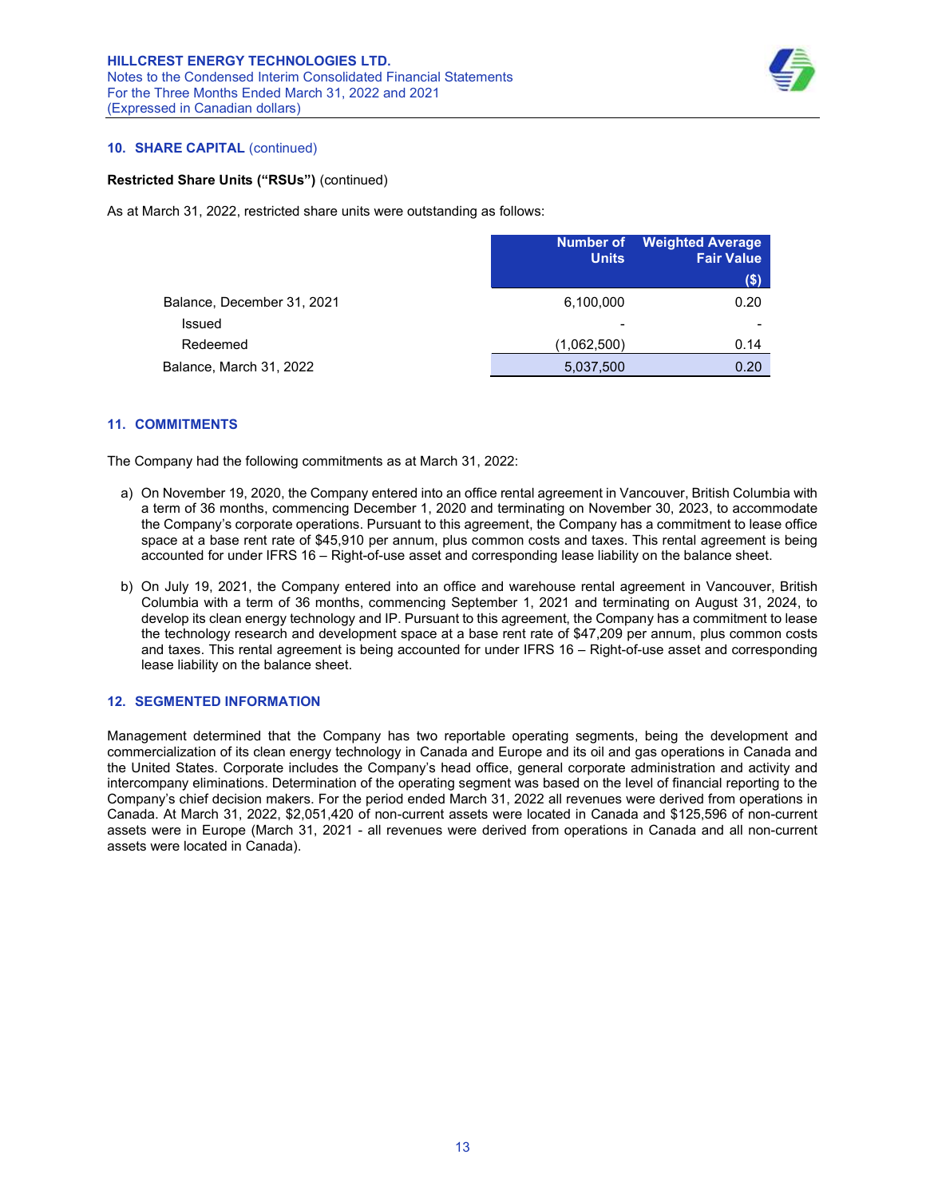## 10. SHARE CAPITAL (continued)

**Restricted Share Units ("RSUs")** (continued)

As at March 31, 2022, restricted share units were outstanding as follows:

| | Number of Units | Weighted Average Fair Value ($) |
|---|---|---|
| Balance, December 31, 2021 | 6,100,000 | 0.20 |
| Issued | - | - |
| Redeemed | (1,062,500) | 0.14 |
| Balance, March 31, 2022 | 5,037,500 | 0.20 |

## 11. COMMITMENTS

The Company had the following commitments as at March 31, 2022:

a) On November 19, 2020, the Company entered into an office rental agreement in Vancouver, British Columbia with a term of 36 months, commencing December 1, 2020 and terminating on November 30, 2023, to accommodate the Company's corporate operations. Pursuant to this agreement, the Company has a commitment to lease office space at a base rent rate of $45,910 per annum, plus common costs and taxes. This rental agreement is being accounted for under IFRS 16 – Right-of-use asset and corresponding lease liability on the balance sheet.

b) On July 19, 2021, the Company entered into an office and warehouse rental agreement in Vancouver, British Columbia with a term of 36 months, commencing September 1, 2021 and terminating on August 31, 2024, to develop its clean energy technology and IP. Pursuant to this agreement, the Company has a commitment to lease the technology research and development space at a base rent rate of $47,209 per annum, plus common costs and taxes. This rental agreement is being accounted for under IFRS 16 – Right-of-use asset and corresponding lease liability on the balance sheet.

## 12. SEGMENTED INFORMATION

Management determined that the Company has two reportable operating segments, being the development and commercialization of its clean energy technology in Canada and Europe and its oil and gas operations in Canada and the United States. Corporate includes the Company's head office, general corporate administration and activity and intercompany eliminations. Determination of the operating segment was based on the level of financial reporting to the Company's chief decision makers. For the period ended March 31, 2022 all revenues were derived from operations in Canada. At March 31, 2022, $2,051,420 of non-current assets were located in Canada and $125,596 of non-current assets were in Europe (March 31, 2021 - all revenues were derived from operations in Canada and all non-current assets were located in Canada).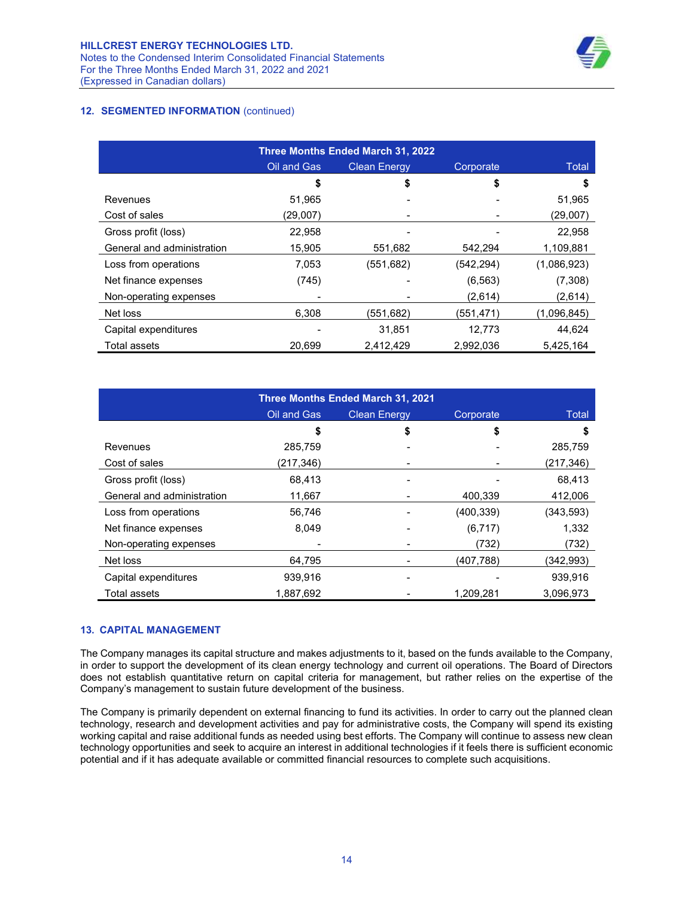## 12. SEGMENTED INFORMATION (continued)

| Three Months Ended March 31, 2022 | | | | |
|---|---|---|---|---|
| | Oil and Gas | Clean Energy | Corporate | Total |
| | $ | $ | $ | $ |
| Revenues | 51,965 | - | - | 51,965 |
| Cost of sales | (29,007) | - | - | (29,007) |
| Gross profit (loss) | 22,958 | - | - | 22,958 |
| General and administration | 15,905 | 551,682 | 542,294 | 1,109,881 |
| Loss from operations | 7,053 | (551,682) | (542,294) | (1,086,923) |
| Net finance expenses | (745) | - | (6,563) | (7,308) |
| Non-operating expenses | - | - | (2,614) | (2,614) |
| Net loss | 6,308 | (551,682) | (551,471) | (1,096,845) |
| Capital expenditures | - | 31,851 | 12,773 | 44,624 |
| Total assets | 20,699 | 2,412,429 | 2,992,036 | 5,425,164 |

| Three Months Ended March 31, 2021 | | | | |
|---|---|---|---|---|
| | Oil and Gas | Clean Energy | Corporate | Total |
| | $ | $ | $ | $ |
| Revenues | 285,759 | - | - | 285,759 |
| Cost of sales | (217,346) | - | - | (217,346) |
| Gross profit (loss) | 68,413 | - | - | 68,413 |
| General and administration | 11,667 | - | 400,339 | 412,006 |
| Loss from operations | 56,746 | - | (400,339) | (343,593) |
| Net finance expenses | 8,049 | - | (6,717) | 1,332 |
| Non-operating expenses | - | - | (732) | (732) |
| Net loss | 64,795 | - | (407,788) | (342,993) |
| Capital expenditures | 939,916 | - | - | 939,916 |
| Total assets | 1,887,692 | - | 1,209,281 | 3,096,973 |

## 13. CAPITAL MANAGEMENT

The Company manages its capital structure and makes adjustments to it, based on the funds available to the Company, in order to support the development of its clean energy technology and current oil operations. The Board of Directors does not establish quantitative return on capital criteria for management, but rather relies on the expertise of the Company's management to sustain future development of the business.

The Company is primarily dependent on external financing to fund its activities. In order to carry out the planned clean technology, research and development activities and pay for administrative costs, the Company will spend its existing working capital and raise additional funds as needed using best efforts. The Company will continue to assess new clean technology opportunities and seek to acquire an interest in additional technologies if it feels there is sufficient economic potential and if it has adequate available or committed financial resources to complete such acquisitions.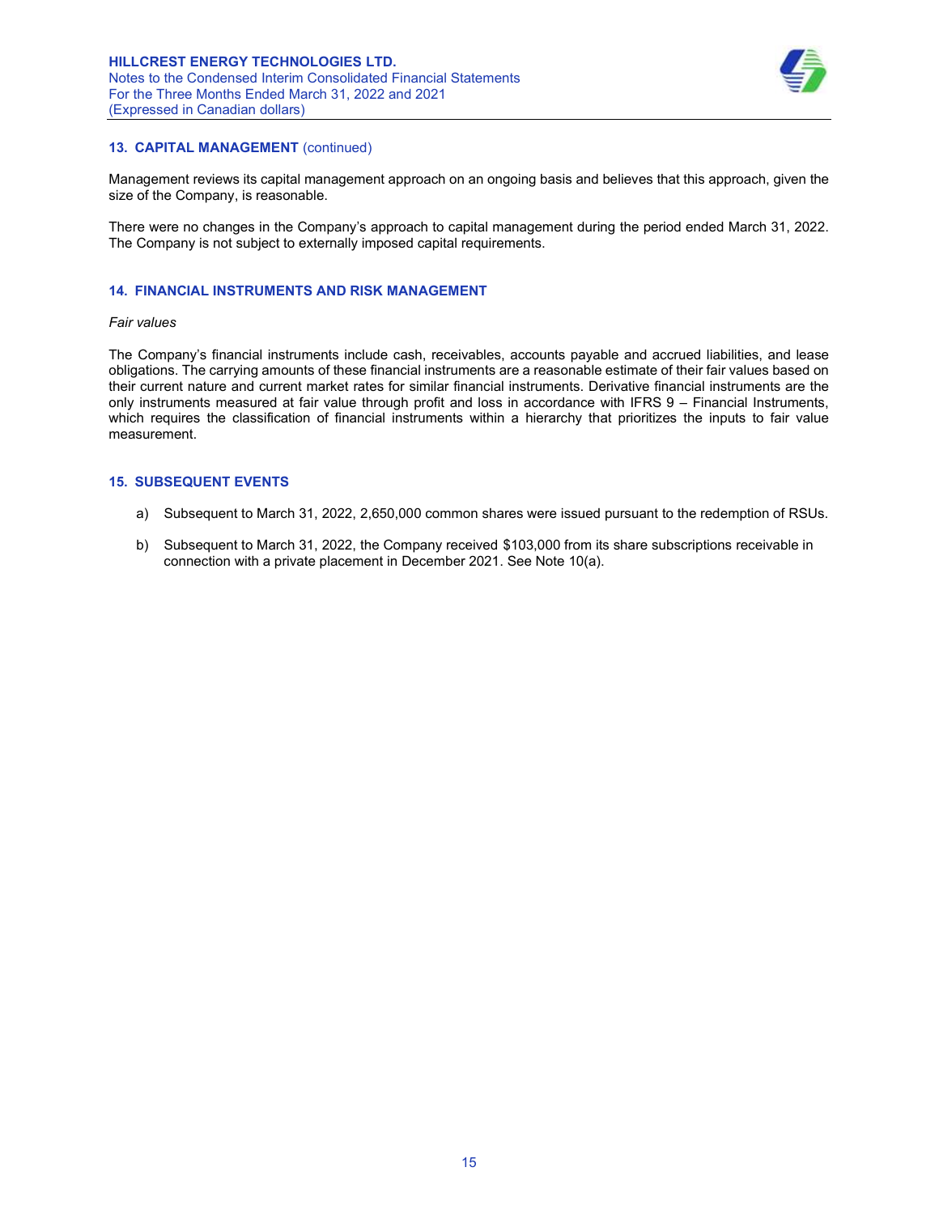## 13. CAPITAL MANAGEMENT (continued)

Management reviews its capital management approach on an ongoing basis and believes that this approach, given the size of the Company, is reasonable.

There were no changes in the Company's approach to capital management during the period ended March 31, 2022. The Company is not subject to externally imposed capital requirements.

## 14. FINANCIAL INSTRUMENTS AND RISK MANAGEMENT

*Fair values*

The Company's financial instruments include cash, receivables, accounts payable and accrued liabilities, and lease obligations. The carrying amounts of these financial instruments are a reasonable estimate of their fair values based on their current nature and current market rates for similar financial instruments. Derivative financial instruments are the only instruments measured at fair value through profit and loss in accordance with IFRS 9 – Financial Instruments, which requires the classification of financial instruments within a hierarchy that prioritizes the inputs to fair value measurement.

## 15. SUBSEQUENT EVENTS

a) Subsequent to March 31, 2022, 2,650,000 common shares were issued pursuant to the redemption of RSUs.

b) Subsequent to March 31, 2022, the Company received $103,000 from its share subscriptions receivable in connection with a private placement in December 2021. See Note 10(a).